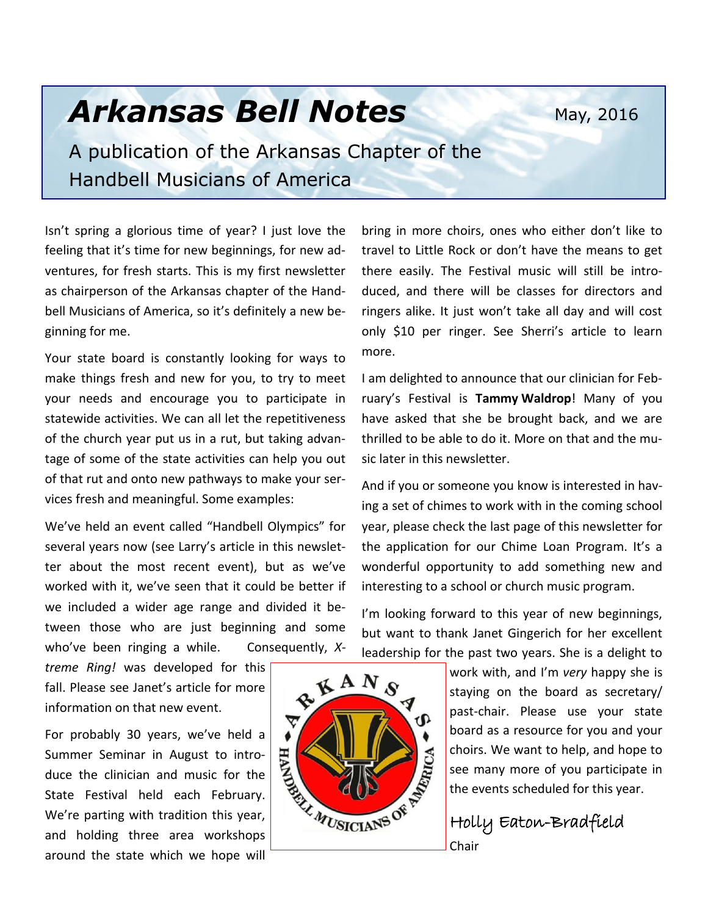# *Arkansas Bell Notes*

May, 2016

A publication of the Arkansas Chapter of the Handbell Musicians of America

Isn't spring a glorious time of year? I just love the feeling that it's time for new beginnings, for new adventures, for fresh starts. This is my first newsletter as chairperson of the Arkansas chapter of the Handbell Musicians of America, so it's definitely a new beginning for me.

Your state board is constantly looking for ways to make things fresh and new for you, to try to meet your needs and encourage you to participate in statewide activities. We can all let the repetitiveness of the church year put us in a rut, but taking advantage of some of the state activities can help you out of that rut and onto new pathways to make your services fresh and meaningful. Some examples:

We've held an event called "Handbell Olympics" for several years now (see Larry's article in this newsletter about the most recent event), but as we've worked with it, we've seen that it could be better if we included a wider age range and divided it between those who are just beginning and some who've been ringing a while. Consequently, *X-treme Ring!* was developed for this fall. Please see Janet's article for more information on that new event.

For probably 30 years, we've held a Summer Seminar in August to introduce the clinician and music for the State Festival held each February. We're parting with tradition this year, and holding three area workshops around the state which we hope will bring in more choirs, ones who either don't like to travel to Little Rock or don't have the means to get there easily. The Festival music will still be introduced, and there will be classes for directors and ringers alike. It just won't take all day and will cost only $10 per ringer. See Sherri's article to learn more.

I am delighted to announce that our clinician for February's Festival is **Tammy Waldrop**! Many of you have asked that she be brought back, and we are thrilled to be able to do it. More on that and the music later in this newsletter.

And if you or someone you know is interested in having a set of chimes to work with in the coming school year, please check the last page of this newsletter for the application for our Chime Loan Program. It's a wonderful opportunity to add something new and interesting to a school or church music program.

I'm looking forward to this year of new beginnings, but want to thank Janet Gingerich for her excellent leadership for the past two years. She is a delight to work with, and I'm *very* happy she is staying on the board as secretary/past-chair. Please use your state board as a resource for you and your choirs. We want to help, and hope to see many more of you participate in the events scheduled for this year.

Holly Eaton-Bradfield
Chair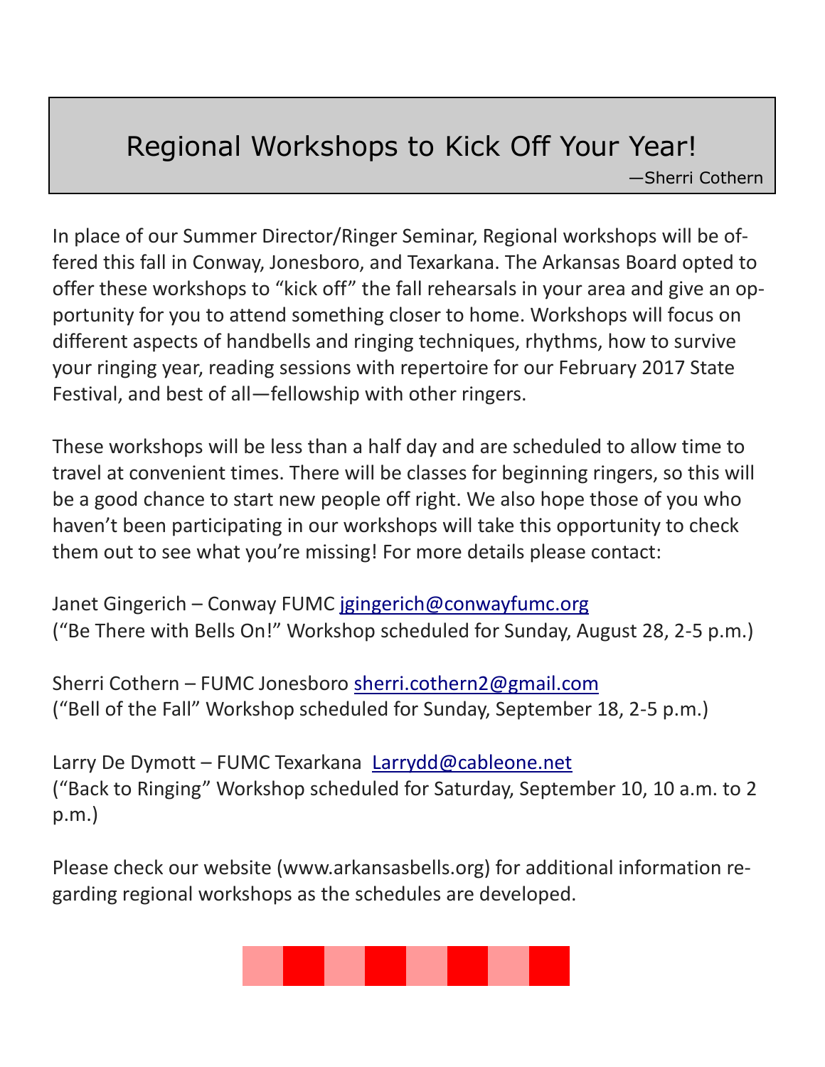# Regional Workshops to Kick Off Your Year!

—Sherri Cothern

In place of our Summer Director/Ringer Seminar, Regional workshops will be offered this fall in Conway, Jonesboro, and Texarkana. The Arkansas Board opted to offer these workshops to "kick off" the fall rehearsals in your area and give an opportunity for you to attend something closer to home. Workshops will focus on different aspects of handbells and ringing techniques, rhythms, how to survive your ringing year, reading sessions with repertoire for our February 2017 State Festival, and best of all—fellowship with other ringers.

These workshops will be less than a half day and are scheduled to allow time to travel at convenient times. There will be classes for beginning ringers, so this will be a good chance to start new people off right. We also hope those of you who haven't been participating in our workshops will take this opportunity to check them out to see what you're missing! For more details please contact:

Janet Gingerich – Conway FUMC jgingerich@conwayfumc.org
("Be There with Bells On!" Workshop scheduled for Sunday, August 28, 2-5 p.m.)

Sherri Cothern – FUMC Jonesboro sherri.cothern2@gmail.com
("Bell of the Fall" Workshop scheduled for Sunday, September 18, 2-5 p.m.)

Larry De Dymott – FUMC Texarkana Larrydd@cableone.net
("Back to Ringing" Workshop scheduled for Saturday, September 10, 10 a.m. to 2 p.m.)

Please check our website (www.arkansasbells.org) for additional information regarding regional workshops as the schedules are developed.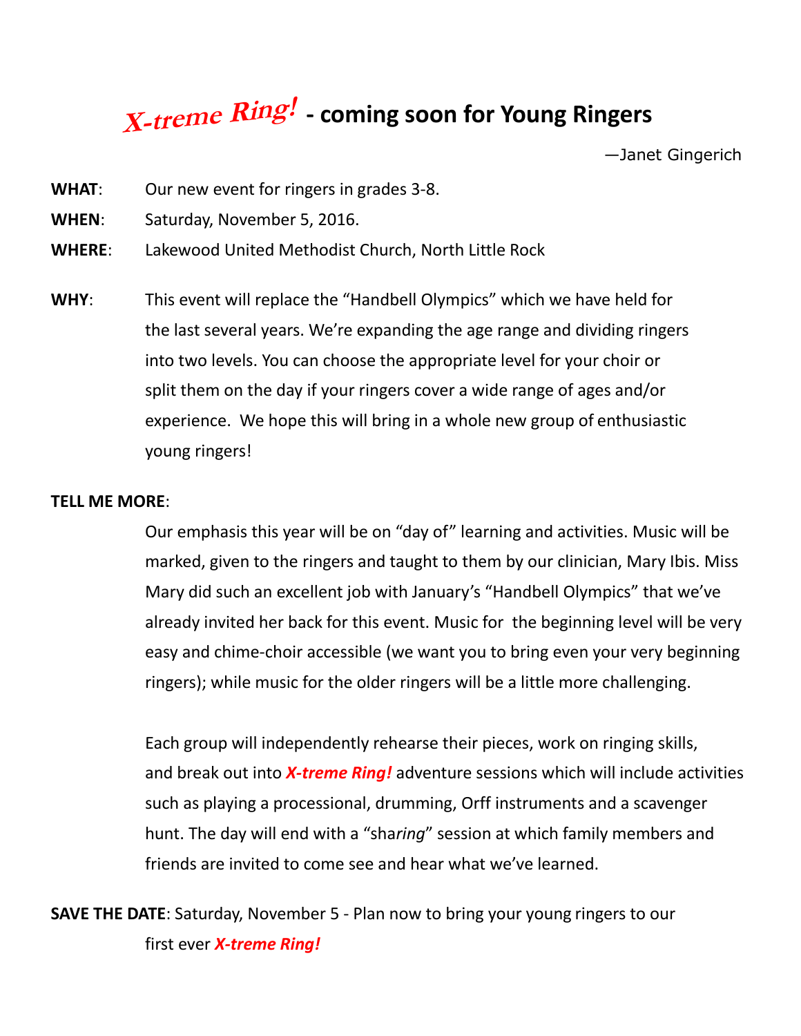# *X-treme Ring!* - coming soon for Young Ringers

—Janet Gingerich

**WHAT**: Our new event for ringers in grades 3-8.

**WHEN**: Saturday, November 5, 2016.

**WHERE**: Lakewood United Methodist Church, North Little Rock

**WHY**: This event will replace the "Handbell Olympics" which we have held for the last several years. We're expanding the age range and dividing ringers into two levels. You can choose the appropriate level for your choir or split them on the day if your ringers cover a wide range of ages and/or experience. We hope this will bring in a whole new group of enthusiastic young ringers!

**TELL ME MORE**:

Our emphasis this year will be on "day of" learning and activities. Music will be marked, given to the ringers and taught to them by our clinician, Mary Ibis. Miss Mary did such an excellent job with January's "Handbell Olympics" that we've already invited her back for this event. Music for the beginning level will be very easy and chime-choir accessible (we want you to bring even your very beginning ringers); while music for the older ringers will be a little more challenging.

Each group will independently rehearse their pieces, work on ringing skills, and break out into ***X-treme Ring!*** adventure sessions which will include activities such as playing a processional, drumming, Orff instruments and a scavenger hunt. The day will end with a "sha*ring*" session at which family members and friends are invited to come see and hear what we've learned.

**SAVE THE DATE**: Saturday, November 5 - Plan now to bring your young ringers to our first ever ***X-treme Ring!***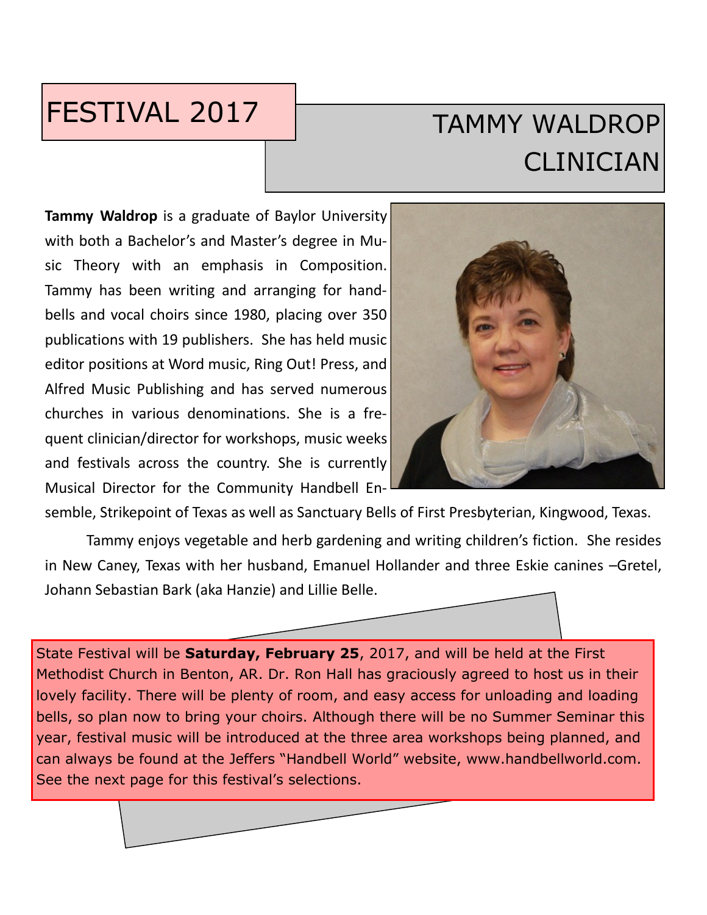# FESTIVAL 2017

## TAMMY WALDROP CLINICIAN

**Tammy Waldrop** is a graduate of Baylor University with both a Bachelor's and Master's degree in Music Theory with an emphasis in Composition. Tammy has been writing and arranging for handbells and vocal choirs since 1980, placing over 350 publications with 19 publishers. She has held music editor positions at Word music, Ring Out! Press, and Alfred Music Publishing and has served numerous churches in various denominations. She is a frequent clinician/director for workshops, music weeks and festivals across the country. She is currently Musical Director for the Community Handbell Ensemble, Strikepoint of Texas as well as Sanctuary Bells of First Presbyterian, Kingwood, Texas.

Tammy enjoys vegetable and herb gardening and writing children's fiction. She resides in New Caney, Texas with her husband, Emanuel Hollander and three Eskie canines –Gretel, Johann Sebastian Bark (aka Hanzie) and Lillie Belle.

State Festival will be **Saturday, February 25**, 2017, and will be held at the First Methodist Church in Benton, AR. Dr. Ron Hall has graciously agreed to host us in their lovely facility. There will be plenty of room, and easy access for unloading and loading bells, so plan now to bring your choirs. Although there will be no Summer Seminar this year, festival music will be introduced at the three area workshops being planned, and can always be found at the Jeffers "Handbell World" website, www.handbellworld.com. See the next page for this festival's selections.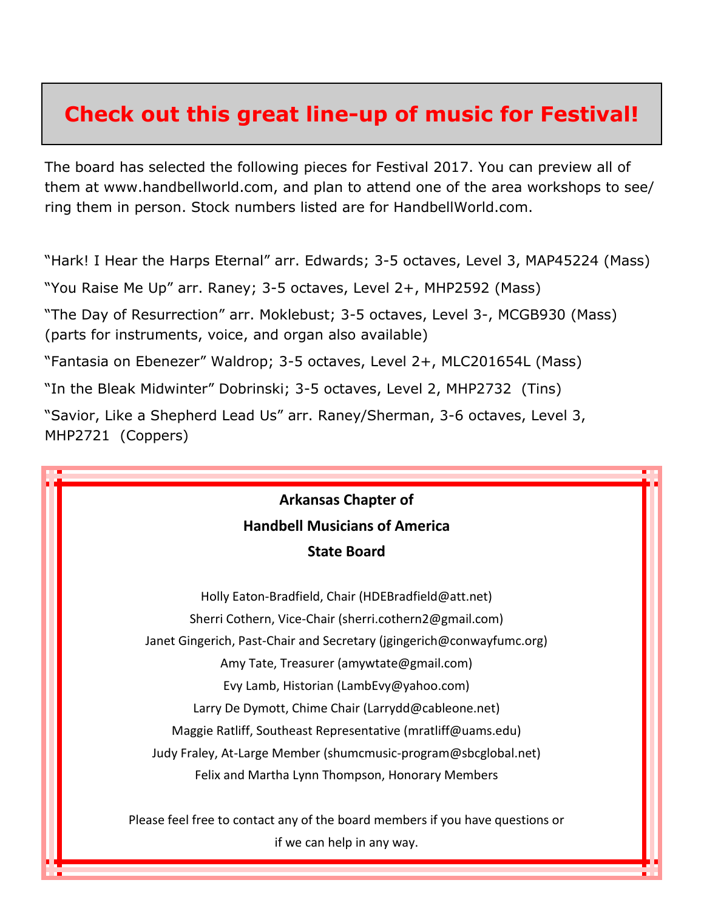# Check out this great line-up of music for Festival!

The board has selected the following pieces for Festival 2017. You can preview all of them at www.handbellworld.com, and plan to attend one of the area workshops to see/ring them in person. Stock numbers listed are for HandbellWorld.com.

"Hark! I Hear the Harps Eternal" arr. Edwards; 3-5 octaves, Level 3, MAP45224 (Mass)

"You Raise Me Up" arr. Raney; 3-5 octaves, Level 2+, MHP2592 (Mass)

"The Day of Resurrection" arr. Moklebust; 3-5 octaves, Level 3-, MCGB930 (Mass) (parts for instruments, voice, and organ also available)

"Fantasia on Ebenezer" Waldrop; 3-5 octaves, Level 2+, MLC201654L (Mass)

"In the Bleak Midwinter" Dobrinski; 3-5 octaves, Level 2, MHP2732 (Tins)

"Savior, Like a Shepherd Lead Us" arr. Raney/Sherman, 3-6 octaves, Level 3, MHP2721 (Coppers)

**Arkansas Chapter of**
**Handbell Musicians of America**
**State Board**

Holly Eaton-Bradfield, Chair (HDEBradfield@att.net)
Sherri Cothern, Vice-Chair (sherri.cothern2@gmail.com)
Janet Gingerich, Past-Chair and Secretary (jgingerich@conwayfumc.org)
Amy Tate, Treasurer (amywtate@gmail.com)
Evy Lamb, Historian (LambEvy@yahoo.com)
Larry De Dymott, Chime Chair (Larrydd@cableone.net)
Maggie Ratliff, Southeast Representative (mratliff@uams.edu)
Judy Fraley, At-Large Member (shumcmusic-program@sbcglobal.net)
Felix and Martha Lynn Thompson, Honorary Members

Please feel free to contact any of the board members if you have questions or if we can help in any way.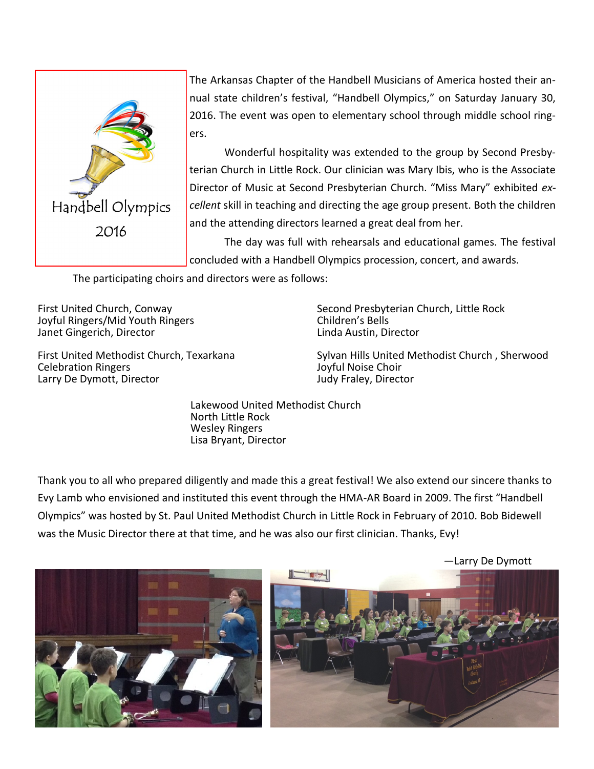Handbell Olympics 2016

The Arkansas Chapter of the Handbell Musicians of America hosted their annual state children's festival, "Handbell Olympics," on Saturday January 30, 2016. The event was open to elementary school through middle school ringers.

Wonderful hospitality was extended to the group by Second Presbyterian Church in Little Rock. Our clinician was Mary Ibis, who is the Associate Director of Music at Second Presbyterian Church. "Miss Mary" exhibited *excellent* skill in teaching and directing the age group present. Both the children and the attending directors learned a great deal from her.

The day was full with rehearsals and educational games. The festival concluded with a Handbell Olympics procession, concert, and awards.

The participating choirs and directors were as follows:

First United Church, Conway
Joyful Ringers/Mid Youth Ringers
Janet Gingerich, Director

First United Methodist Church, Texarkana
Celebration Ringers
Larry De Dymott, Director

Second Presbyterian Church, Little Rock
Children's Bells
Linda Austin, Director

Sylvan Hills United Methodist Church , Sherwood
Joyful Noise Choir
Judy Fraley, Director

Lakewood United Methodist Church
North Little Rock
Wesley Ringers
Lisa Bryant, Director

Thank you to all who prepared diligently and made this a great festival! We also extend our sincere thanks to Evy Lamb who envisioned and instituted this event through the HMA-AR Board in 2009. The first "Handbell Olympics" was hosted by St. Paul United Methodist Church in Little Rock in February of 2010. Bob Bidewell was the Music Director there at that time, and he was also our first clinician. Thanks, Evy!

—Larry De Dymott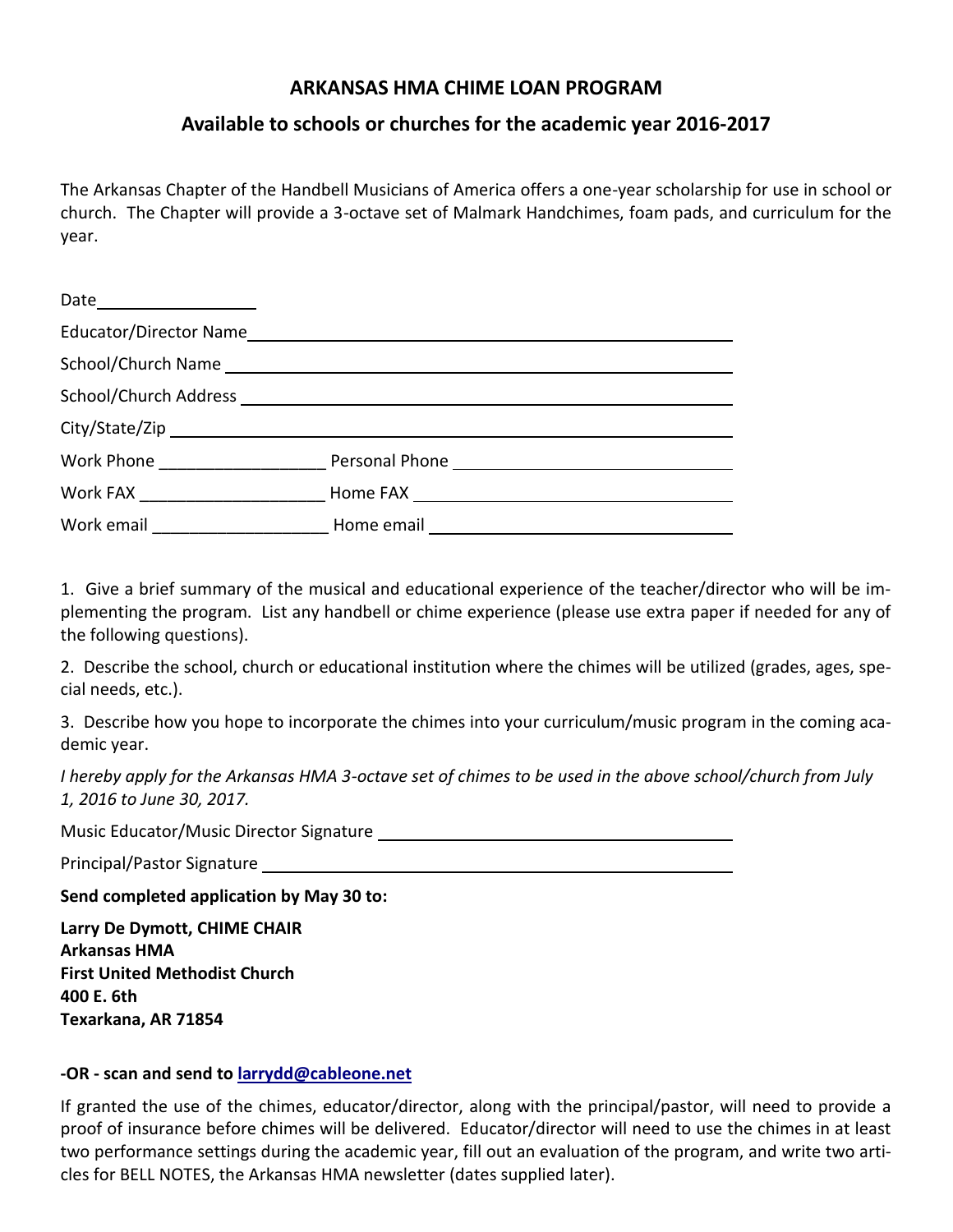**ARKANSAS HMA CHIME LOAN PROGRAM**

**Available to schools or churches for the academic year 2016-2017**

The Arkansas Chapter of the Handbell Musicians of America offers a one-year scholarship for use in school or church. The Chapter will provide a 3-octave set of Malmark Handchimes, foam pads, and curriculum for the year.

Date\_\_\_\_\_\_\_\_\_\_\_\_\_\_\_\_\_\_

Educator/Director Name\_\_\_\_\_\_\_\_\_\_\_\_\_\_\_\_\_\_\_\_\_\_\_\_\_\_\_\_\_\_\_\_\_\_\_\_\_\_\_\_\_\_\_\_\_\_\_\_\_\_

School/Church Name \_\_\_\_\_\_\_\_\_\_\_\_\_\_\_\_\_\_\_\_\_\_\_\_\_\_\_\_\_\_\_\_\_\_\_\_\_\_\_\_\_\_\_\_\_\_\_\_\_\_\_\_\_

School/Church Address \_\_\_\_\_\_\_\_\_\_\_\_\_\_\_\_\_\_\_\_\_\_\_\_\_\_\_\_\_\_\_\_\_\_\_\_\_\_\_\_\_\_\_\_\_\_\_\_\_\_\_

City/State/Zip \_\_\_\_\_\_\_\_\_\_\_\_\_\_\_\_\_\_\_\_\_\_\_\_\_\_\_\_\_\_\_\_\_\_\_\_\_\_\_\_\_\_\_\_\_\_\_\_\_\_\_\_\_\_\_\_\_\_\_\_

Work Phone \_\_\_\_\_\_\_\_\_\_\_\_\_\_\_\_\_\_ Personal Phone \_\_\_\_\_\_\_\_\_\_\_\_\_\_\_\_\_\_\_\_\_\_\_\_\_\_\_\_\_\_

Work FAX \_\_\_\_\_\_\_\_\_\_\_\_\_\_\_\_\_\_\_\_ Home FAX \_\_\_\_\_\_\_\_\_\_\_\_\_\_\_\_\_\_\_\_\_\_\_\_\_\_\_\_\_\_\_\_\_\_

Work email \_\_\_\_\_\_\_\_\_\_\_\_\_\_\_\_\_\_\_ Home email \_\_\_\_\_\_\_\_\_\_\_\_\_\_\_\_\_\_\_\_\_\_\_\_\_\_\_\_\_\_\_\_

1. Give a brief summary of the musical and educational experience of the teacher/director who will be implementing the program. List any handbell or chime experience (please use extra paper if needed for any of the following questions).

2. Describe the school, church or educational institution where the chimes will be utilized (grades, ages, special needs, etc.).

3. Describe how you hope to incorporate the chimes into your curriculum/music program in the coming academic year.

*I hereby apply for the Arkansas HMA 3-octave set of chimes to be used in the above school/church from July 1, 2016 to June 30, 2017.*

Music Educator/Music Director Signature \_\_\_\_\_\_\_\_\_\_\_\_\_\_\_\_\_\_\_\_\_\_\_\_\_\_\_\_\_\_\_\_\_\_\_\_\_\_\_

Principal/Pastor Signature \_\_\_\_\_\_\_\_\_\_\_\_\_\_\_\_\_\_\_\_\_\_\_\_\_\_\_\_\_\_\_\_\_\_\_\_\_\_\_\_\_\_\_\_\_\_\_\_\_\_\_

**Send completed application by May 30 to:**

**Larry De Dymott, CHIME CHAIR**
**Arkansas HMA**
**First United Methodist Church**
**400 E. 6th**
**Texarkana, AR 71854**

**-OR - scan and send to larrydd@cableone.net**

If granted the use of the chimes, educator/director, along with the principal/pastor, will need to provide a proof of insurance before chimes will be delivered. Educator/director will need to use the chimes in at least two performance settings during the academic year, fill out an evaluation of the program, and write two articles for BELL NOTES, the Arkansas HMA newsletter (dates supplied later).